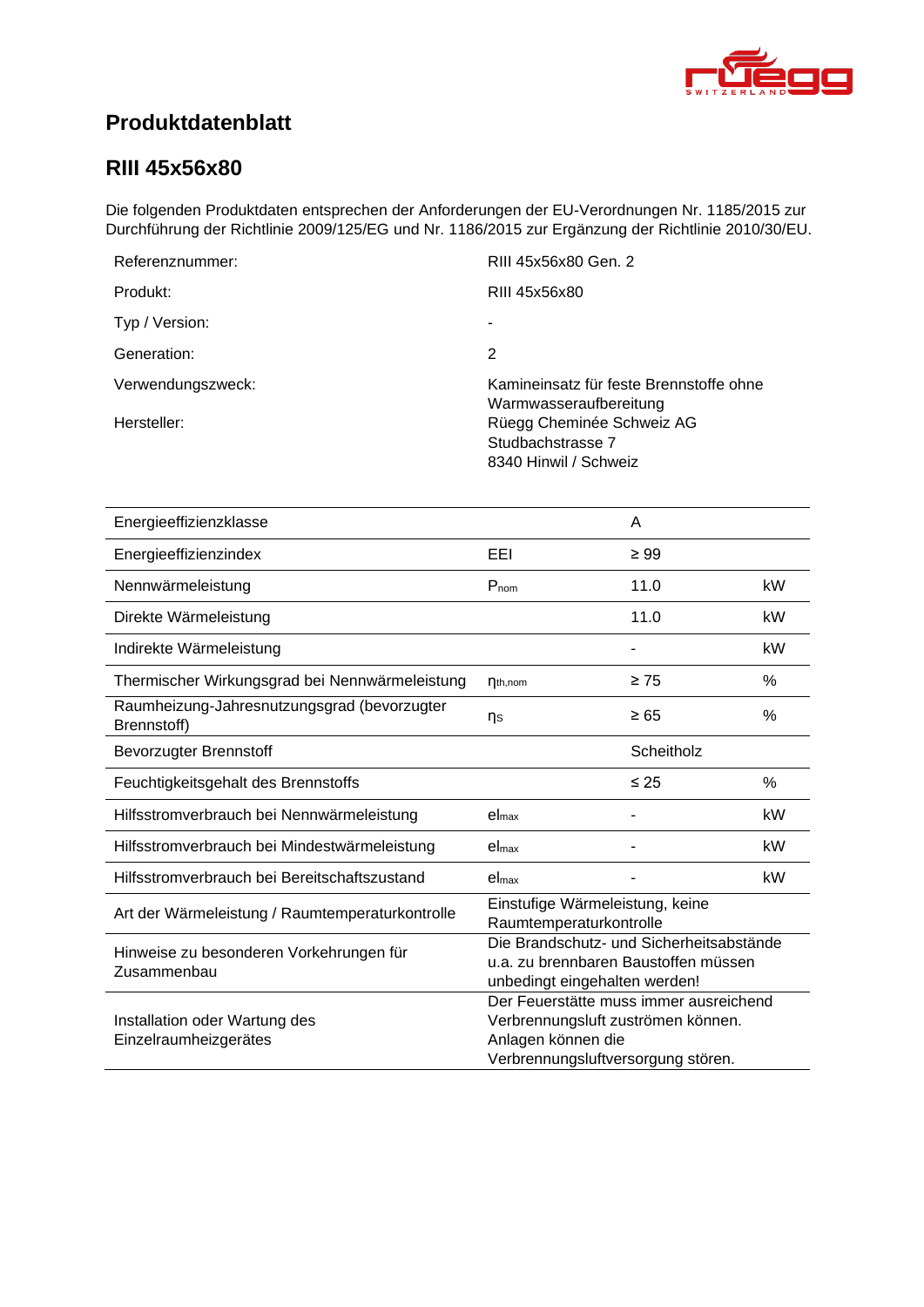# Produktdatenblatt

## RIII 45x56x80

Die folgenden Produktdaten entsprechen der Anforderungen der EU-Verordnungen Nr. 1185/2015 zur Durchführung der Richtlinie 2009/125/EG und Nr. 1186/2015 zur Ergänzung der Richtlinie 2010/30/EU.

| | |
|---|---|
| Referenznummer: | RIII 45x56x80 Gen. 2 |
| Produkt: | RIII 45x56x80 |
| Typ / Version: | - |
| Generation: | 2 |
| Verwendungszweck: | Kamineinsatz für feste Brennstoffe ohne Warmwasseraufbereitung |
| Hersteller: | Rüegg Cheminée Schweiz AG<br>Studbachstrasse 7<br>8340 Hinwil / Schweiz |

| | | | |
|---|---|---|---|
| Energieeffizienzklasse | | A | |
| Energieeffizienzindex | EEI | ≥ 99 | |
| Nennwärmeleistung | $P_{nom}$ | 11.0 | kW |
| Direkte Wärmeleistung | | 11.0 | kW |
| Indirekte Wärmeleistung | | - | kW |
| Thermischer Wirkungsgrad bei Nennwärmeleistung | $\eta_{th,nom}$ | ≥ 75 | % |
| Raumheizung-Jahresnutzungsgrad (bevorzugter Brennstoff) | $\eta_S$ | ≥ 65 | % |
| Bevorzugter Brennstoff | | Scheitholz | |
| Feuchtigkeitsgehalt des Brennstoffs | | ≤ 25 | % |
| Hilfsstromverbrauch bei Nennwärmeleistung | $el_{max}$ | - | kW |
| Hilfsstromverbrauch bei Mindestwärmeleistung | $el_{max}$ | - | kW |
| Hilfsstromverbrauch bei Bereitschaftszustand | $el_{max}$ | - | kW |
| Art der Wärmeleistung / Raumtemperaturkontrolle | Einstufige Wärmeleistung, keine Raumtemperaturkontrolle | | |
| Hinweise zu besonderen Vorkehrungen für Zusammenbau | Die Brandschutz- und Sicherheitsabstände u.a. zu brennbaren Baustoffen müssen unbedingt eingehalten werden! | | |
| Installation oder Wartung des Einzelraumheizgerätes | Der Feuerstätte muss immer ausreichend Verbrennungsluft zuströmen können. Anlagen können die Verbrennungsluftversorgung stören. | | |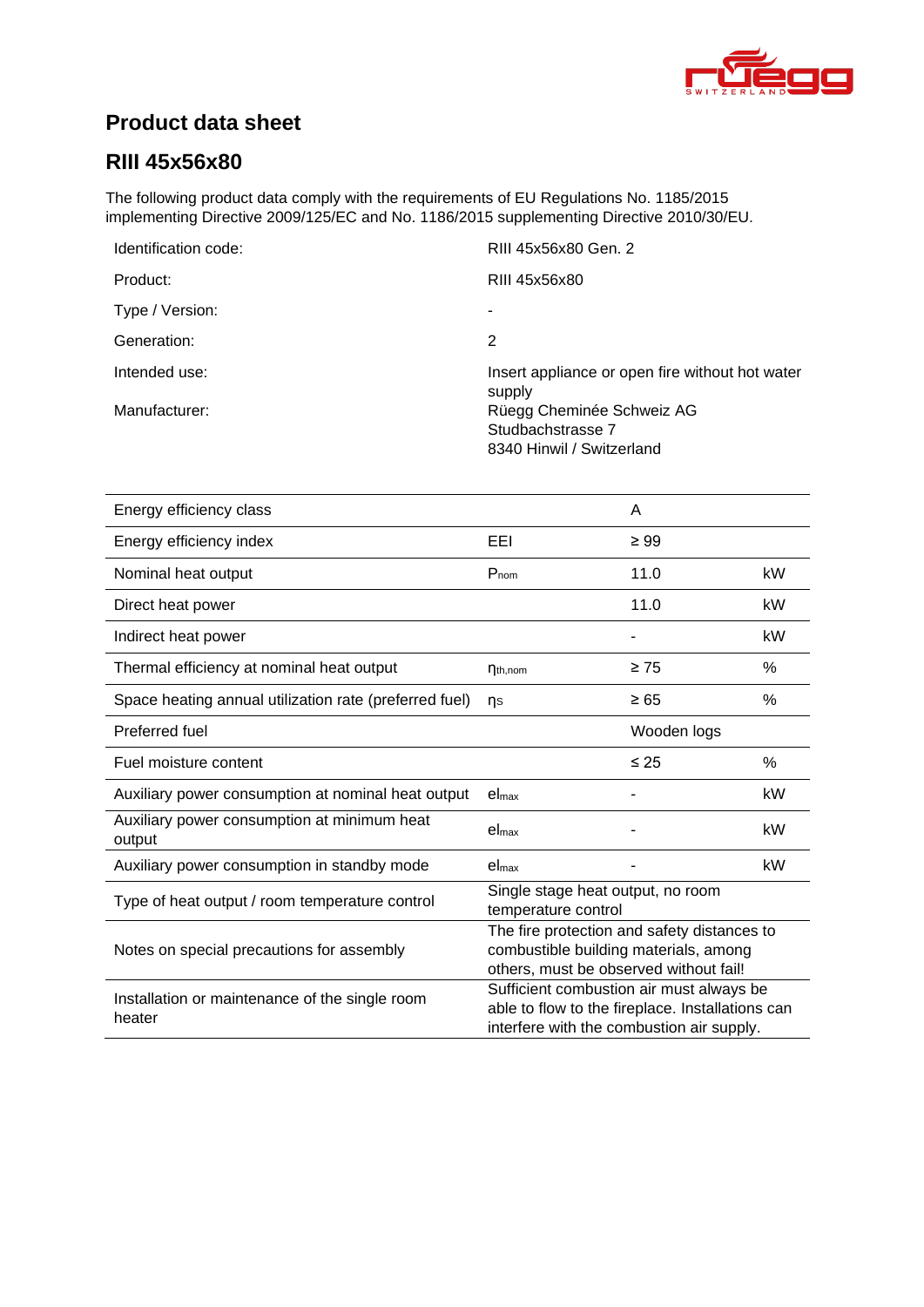# Product data sheet

## RIII 45x56x80

The following product data comply with the requirements of EU Regulations No. 1185/2015 implementing Directive 2009/125/EC and No. 1186/2015 supplementing Directive 2010/30/EU.

| | |
|---|---|
| Identification code: | RIII 45x56x80 Gen. 2 |
| Product: | RIII 45x56x80 |
| Type / Version: | - |
| Generation: | 2 |
| Intended use: | Insert appliance or open fire without hot water supply |
| Manufacturer: | Rüegg Cheminée Schweiz AG<br>Studbachstrasse 7<br>8340 Hinwil / Switzerland |

| | | | |
|---|---|---|---|
| Energy efficiency class | | A | |
| Energy efficiency index | EEI | ≥ 99 | |
| Nominal heat output | $P_{nom}$ | 11.0 | kW |
| Direct heat power | | 11.0 | kW |
| Indirect heat power | | - | kW |
| Thermal efficiency at nominal heat output | $\eta_{th,nom}$ | ≥ 75 | % |
| Space heating annual utilization rate (preferred fuel) | $\eta_S$ | ≥ 65 | % |
| Preferred fuel | | Wooden logs | |
| Fuel moisture content | | ≤ 25 | % |
| Auxiliary power consumption at nominal heat output | $el_{max}$ | - | kW |
| Auxiliary power consumption at minimum heat output | $el_{max}$ | - | kW |
| Auxiliary power consumption in standby mode | $el_{max}$ | - | kW |
| Type of heat output / room temperature control | Single stage heat output, no room temperature control | | |
| Notes on special precautions for assembly | The fire protection and safety distances to combustible building materials, among others, must be observed without fail! | | |
| Installation or maintenance of the single room heater | Sufficient combustion air must always be able to flow to the fireplace. Installations can interfere with the combustion air supply. | | |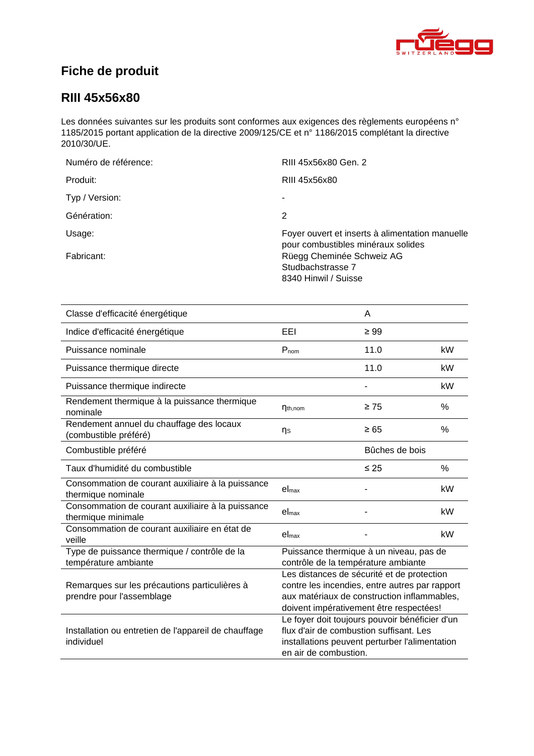# Fiche de produit

## RIII 45x56x80

Les données suivantes sur les produits sont conformes aux exigences des règlements européens n° 1185/2015 portant application de la directive 2009/125/CE et n° 1186/2015 complétant la directive 2010/30/UE.

| | |
|---|---|
| Numéro de référence: | RIII 45x56x80 Gen. 2 |
| Produit: | RIII 45x56x80 |
| Typ / Version: | - |
| Génération: | 2 |
| Usage: | Foyer ouvert et inserts à alimentation manuelle pour combustibles minéraux solides |
| Fabricant: | Rüegg Cheminée Schweiz AG<br>Studbachstrasse 7<br>8340 Hinwil / Suisse |

| | | | |
|---|---|---|---|
| Classe d'efficacité énergétique | | A | |
| Indice d'efficacité énergétique | EEI | ≥ 99 | |
| Puissance nominale | $P_{nom}$ | 11.0 | kW |
| Puissance thermique directe | | 11.0 | kW |
| Puissance thermique indirecte | | - | kW |
| Rendement thermique à la puissance thermique nominale | $\eta_{th,nom}$ | ≥ 75 | % |
| Rendement annuel du chauffage des locaux (combustible préféré) | $\eta_S$ | ≥ 65 | % |
| Combustible préféré | | Bûches de bois | |
| Taux d'humidité du combustible | | ≤ 25 | % |
| Consommation de courant auxiliaire à la puissance thermique nominale | $el_{max}$ | - | kW |
| Consommation de courant auxiliaire à la puissance thermique minimale | $el_{max}$ | - | kW |
| Consommation de courant auxiliaire en état de veille | $el_{max}$ | - | kW |
| Type de puissance thermique / contrôle de la température ambiante | Puissance thermique à un niveau, pas de contrôle de la température ambiante | | |
| Remarques sur les précautions particulières à prendre pour l'assemblage | Les distances de sécurité et de protection contre les incendies, entre autres par rapport aux matériaux de construction inflammables, doivent impérativement être respectées! | | |
| Installation ou entretien de l'appareil de chauffage individuel | Le foyer doit toujours pouvoir bénéficier d'un flux d'air de combustion suffisant. Les installations peuvent perturber l'alimentation en air de combustion. | | |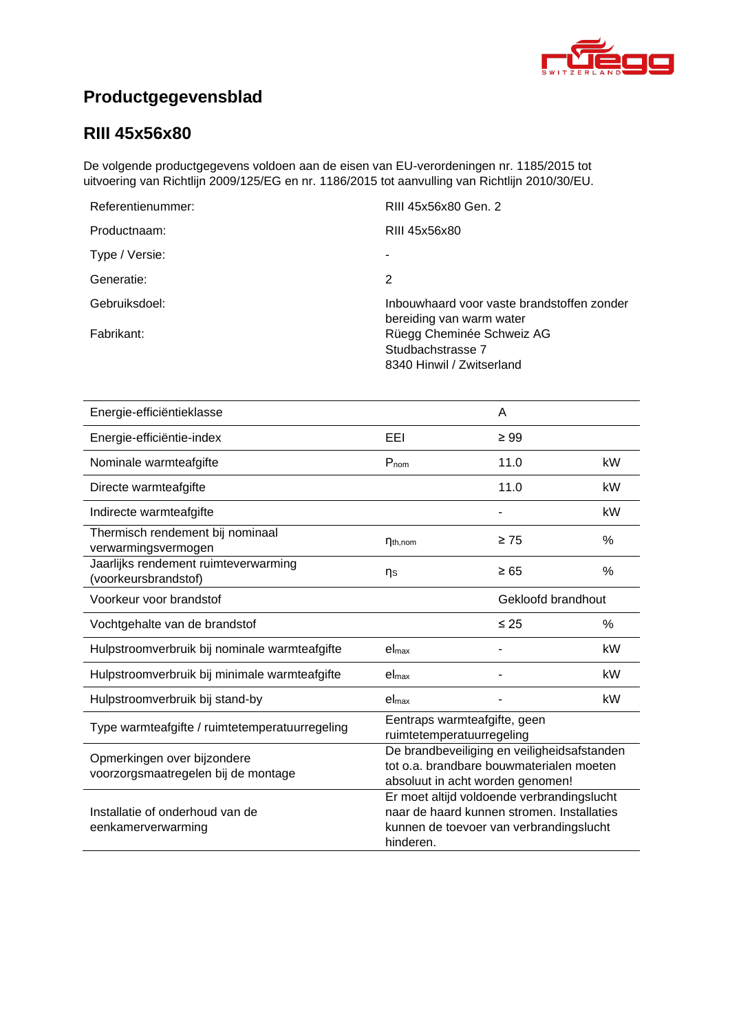# Productgegevensblad

## RIII 45x56x80

De volgende productgegevens voldoen aan de eisen van EU-verordeningen nr. 1185/2015 tot uitvoering van Richtlijn 2009/125/EG en nr. 1186/2015 tot aanvulling van Richtlijn 2010/30/EU.

| | |
|---|---|
| Referentienummer: | RIII 45x56x80 Gen. 2 |
| Productnaam: | RIII 45x56x80 |
| Type / Versie: | - |
| Generatie: | 2 |
| Gebruiksdoel: | Inbouwhaard voor vaste brandstoffen zonder bereiding van warm water |
| Fabrikant: | Rüegg Cheminée Schweiz AG<br>Studbachstrasse 7<br>8340 Hinwil / Zwitserland |

| | | | |
|---|---|---|---|
| Energie-efficiëntieklasse | | A | |
| Energie-efficiëntie-index | EEI | ≥ 99 | |
| Nominale warmteafgifte | $P_{nom}$ | 11.0 | kW |
| Directe warmteafgifte | | 11.0 | kW |
| Indirecte warmteafgifte | | - | kW |
| Thermisch rendement bij nominaal verwarmingsvermogen | $\eta_{th,nom}$ | ≥ 75 | % |
| Jaarlijks rendement ruimteverwarming (voorkeursbrandstof) | $\eta_S$ | ≥ 65 | % |
| Voorkeur voor brandstof | | Gekloofd brandhout | |
| Vochtgehalte van de brandstof | | ≤ 25 | % |
| Hulpstroomverbruik bij nominale warmteafgifte | $el_{max}$ | - | kW |
| Hulpstroomverbruik bij minimale warmteafgifte | $el_{max}$ | - | kW |
| Hulpstroomverbruik bij stand-by | $el_{max}$ | - | kW |
| Type warmteafgifte / ruimtetemperatuurregeling | Eentraps warmteafgifte, geen ruimtetemperatuurregeling | | |
| Opmerkingen over bijzondere voorzorgsmaatregelen bij de montage | De brandbeveiliging en veiligheidsafstanden tot o.a. brandbare bouwmaterialen moeten absoluut in acht worden genomen! | | |
| Installatie of onderhoud van de eenkamerverwarming | Er moet altijd voldoende verbrandingslucht naar de haard kunnen stromen. Installaties kunnen de toevoer van verbrandingslucht hinderen. | | |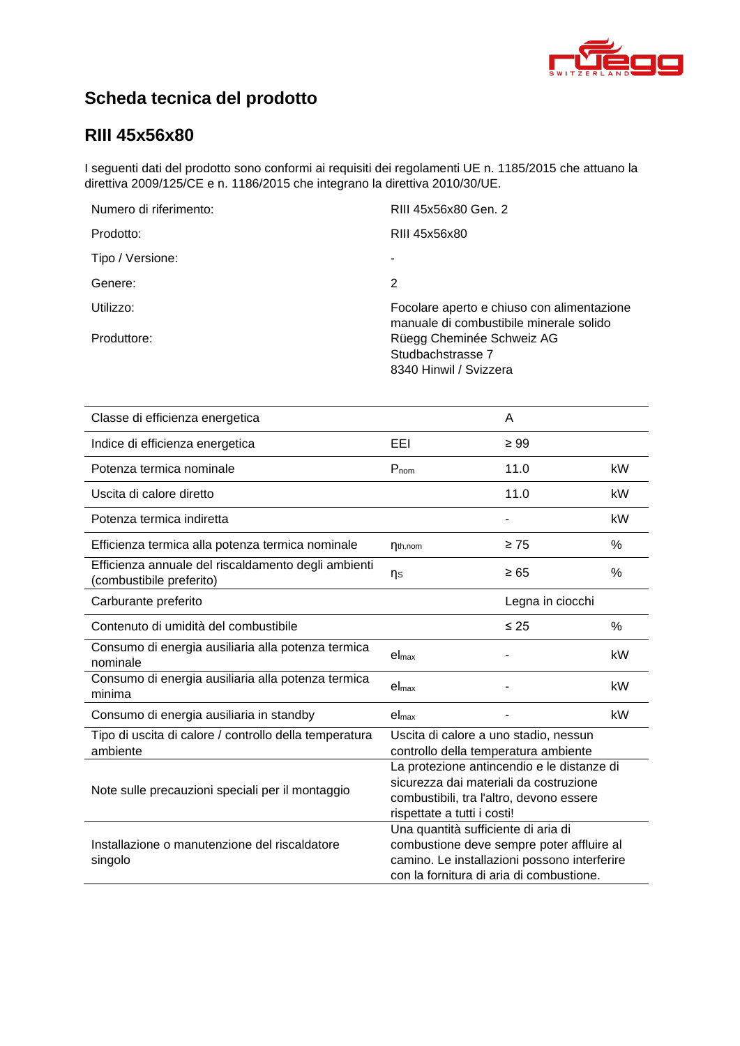# Scheda tecnica del prodotto

## RIII 45x56x80

I seguenti dati del prodotto sono conformi ai requisiti dei regolamenti UE n. 1185/2015 che attuano la direttiva 2009/125/CE e n. 1186/2015 che integrano la direttiva 2010/30/UE.

| | |
|---|---|
| Numero di riferimento: | RIII 45x56x80 Gen. 2 |
| Prodotto: | RIII 45x56x80 |
| Tipo / Versione: | - |
| Genere: | 2 |
| Utilizzo: | Focolare aperto e chiuso con alimentazione manuale di combustibile minerale solido |
| Produttore: | Rüegg Cheminée Schweiz AG<br>Studbachstrasse 7<br>8340 Hinwil / Svizzera |

| | | | |
|---|---|---|---|
| Classe di efficienza energetica | | A | |
| Indice di efficienza energetica | EEI | ≥ 99 | |
| Potenza termica nominale | $P_{nom}$ | 11.0 | kW |
| Uscita di calore diretto | | 11.0 | kW |
| Potenza termica indiretta | | - | kW |
| Efficienza termica alla potenza termica nominale | $\eta_{th,nom}$ | ≥ 75 | % |
| Efficienza annuale del riscaldamento degli ambienti (combustibile preferito) | $\eta_S$ | ≥ 65 | % |
| Carburante preferito | | Legna in ciocchi | |
| Contenuto di umidità del combustibile | | ≤ 25 | % |
| Consumo di energia ausiliaria alla potenza termica nominale | $el_{max}$ | - | kW |
| Consumo di energia ausiliaria alla potenza termica minima | $el_{max}$ | - | kW |
| Consumo di energia ausiliaria in standby | $el_{max}$ | - | kW |
| Tipo di uscita di calore / controllo della temperatura ambiente | Uscita di calore a uno stadio, nessun controllo della temperatura ambiente | | |
| Note sulle precauzioni speciali per il montaggio | La protezione antincendio e le distanze di sicurezza dai materiali da costruzione combustibili, tra l'altro, devono essere rispettate a tutti i costi! | | |
| Installazione o manutenzione del riscaldatore singolo | Una quantità sufficiente di aria di combustione deve sempre poter affluire al camino. Le installazioni possono interferire con la fornitura di aria di combustione. | | |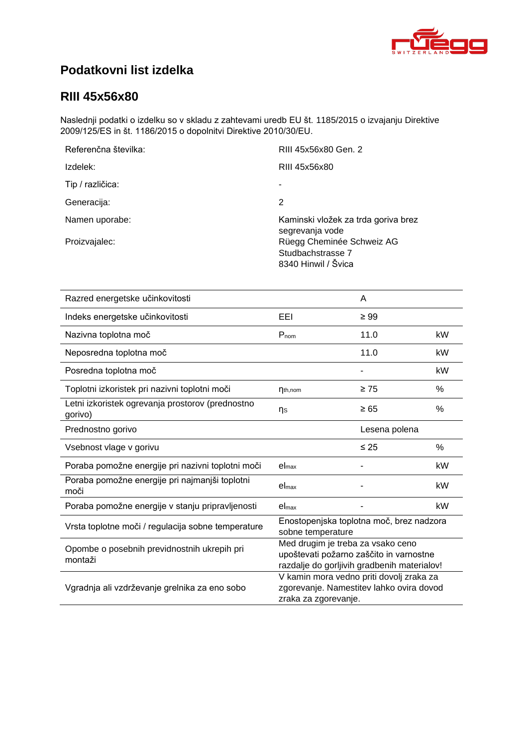# Podatkovni list izdelka

## RIII 45x56x80

Naslednji podatki o izdelku so v skladu z zahtevami uredb EU št. 1185/2015 o izvajanju Direktive 2009/125/ES in št. 1186/2015 o dopolnitvi Direktive 2010/30/EU.

| | |
|---|---|
| Referenčna številka: | RIII 45x56x80 Gen. 2 |
| Izdelek: | RIII 45x56x80 |
| Tip / različica: | - |
| Generacija: | 2 |
| Namen uporabe: | Kaminski vložek za trda goriva brez segrevanja vode |
| Proizvajalec: | Rüegg Cheminée Schweiz AG<br>Studbachstrasse 7<br>8340 Hinwil / Švica |

| | | | |
|---|---|---|---|
| Razred energetske učinkovitosti | | A | |
| Indeks energetske učinkovitosti | EEI | ≥ 99 | |
| Nazivna toplotna moč | $P_{nom}$ | 11.0 | kW |
| Neposredna toplotna moč | | 11.0 | kW |
| Posredna toplotna moč | | - | kW |
| Toplotni izkoristek pri nazivni toplotni moči | $\eta_{th,nom}$ | ≥ 75 | % |
| Letni izkoristek ogrevanja prostorov (prednostno gorivo) | $\eta_S$ | ≥ 65 | % |
| Prednostno gorivo | | Lesena polena | |
| Vsebnost vlage v gorivu | | ≤ 25 | % |
| Poraba pomožne energije pri nazivni toplotni moči | $el_{max}$ | - | kW |
| Poraba pomožne energije pri najmanjši toplotni moči | $el_{max}$ | - | kW |
| Poraba pomožne energije v stanju pripravljenosti | $el_{max}$ | - | kW |
| Vrsta toplotne moči / regulacija sobne temperature | Enostopenjska toplotna moč, brez nadzora sobne temperature | | |
| Opombe o posebnih previdnostnih ukrepih pri montaži | Med drugim je treba za vsako ceno upoštevati požarno zaščito in varnostne razdalje do gorljivih gradbenih materialov! | | |
| Vgradnja ali vzdrževanje grelnika za eno sobo | V kamin mora vedno priti dovolj zraka za zgorevanje. Namestitev lahko ovira dovod zraka za zgorevanje. | | |